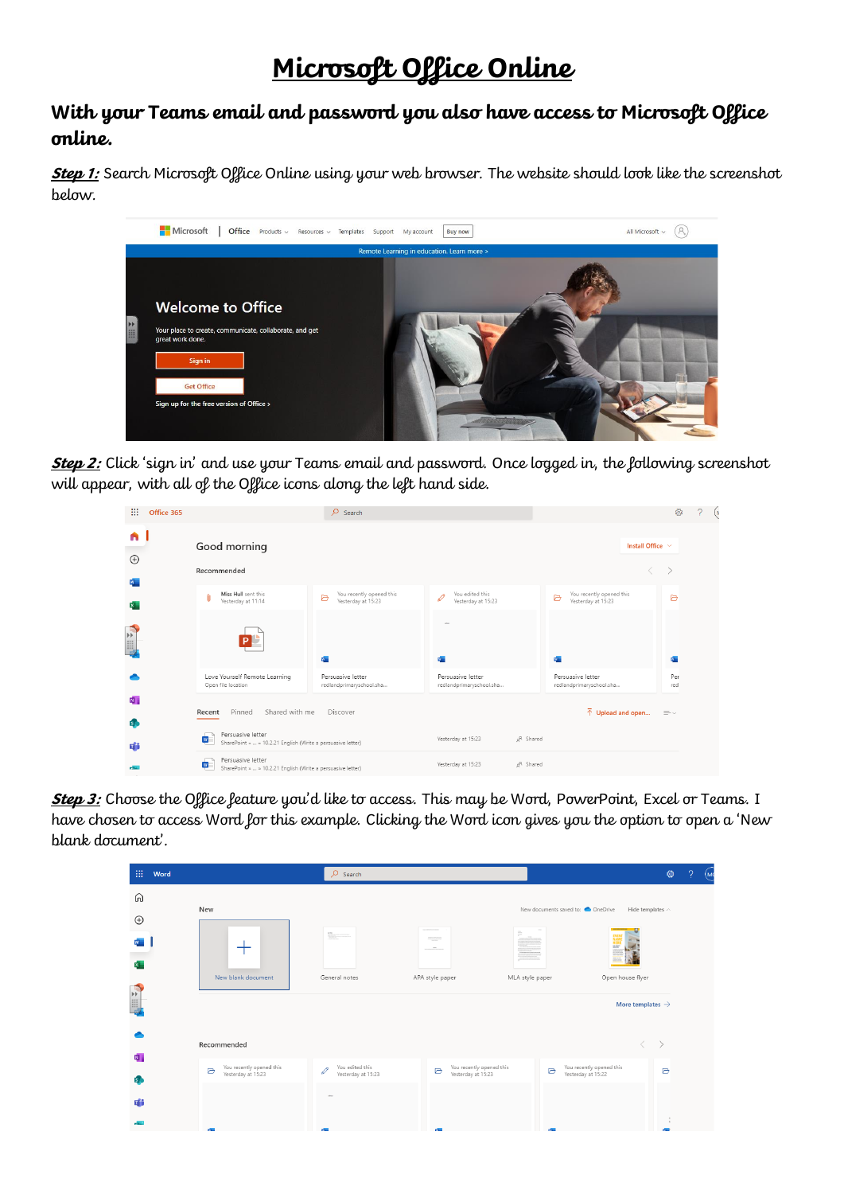# Microsoft Office Online

## With your Teams email and password you also have access to Microsoft Office online.

***Step 1:*** Search Microsoft Office Online using your web browser. The website should look like the screenshot below.

***Step 2:*** Click 'sign in' and use your Teams email and password. Once logged in, the following screenshot will appear, with all of the Office icons along the left hand side.

***Step 3:*** Choose the Office feature you'd like to access. This may be Word, PowerPoint, Excel or Teams. I have chosen to access Word for this example. Clicking the Word icon gives you the option to open a 'New blank document'.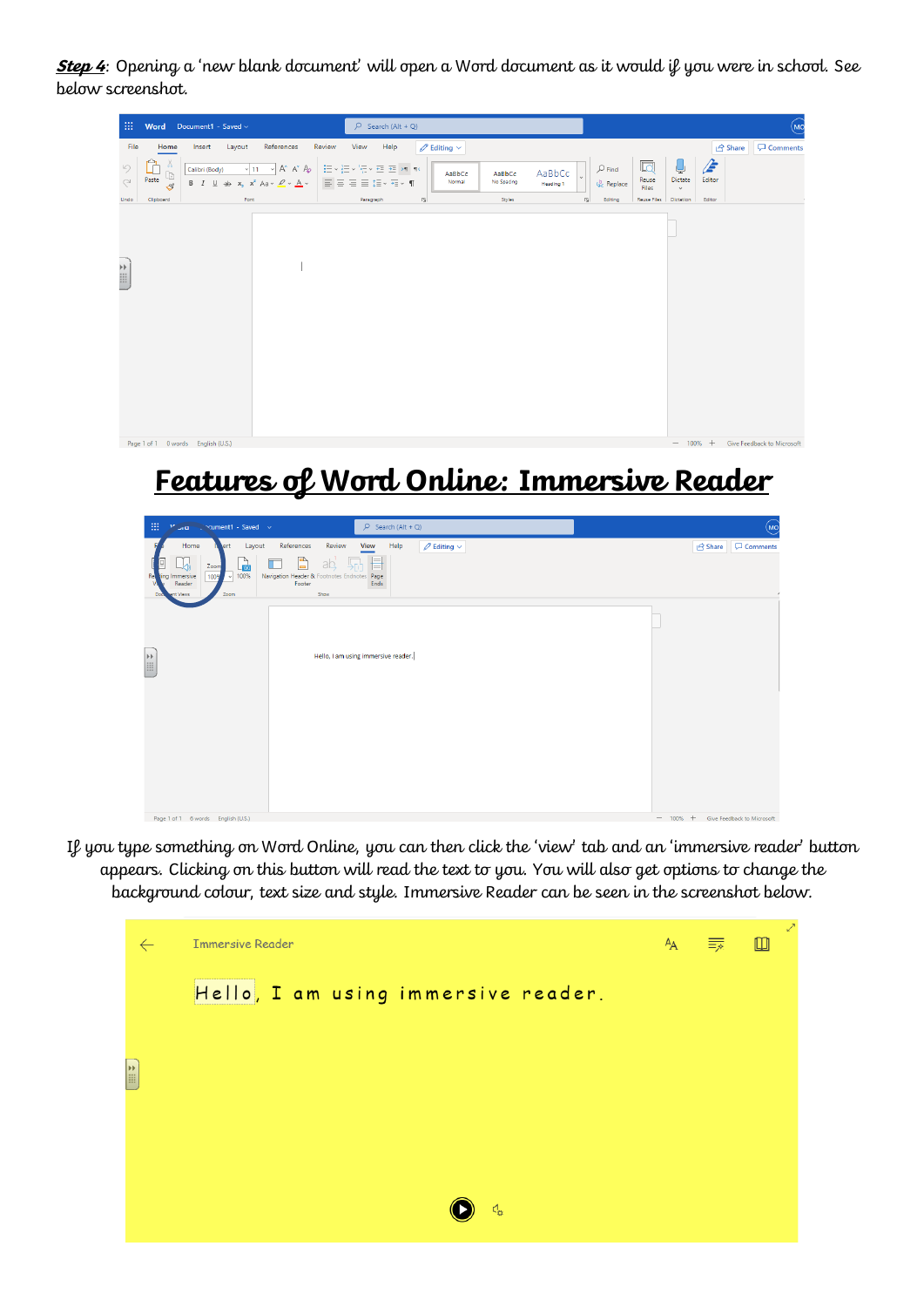***Step 4***: Opening a 'new blank document' will open a Word document as it would if you were in school. See below screenshot.

## Features of Word Online: Immersive Reader

If you type something on Word Online, you can then click the 'view' tab and an 'immersive reader' button appears. Clicking on this button will read the text to you. You will also get options to change the background colour, text size and style. Immersive Reader can be seen in the screenshot below.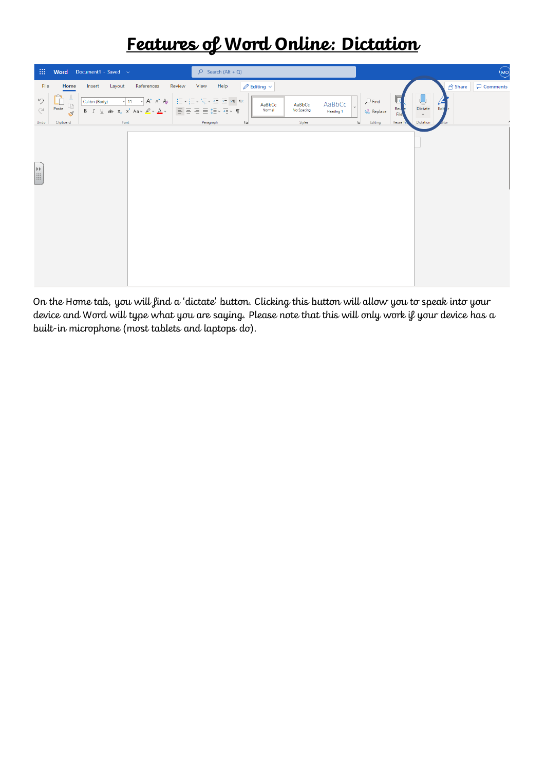# Features of Word Online: Dictation

On the Home tab, you will find a 'dictate' button. Clicking this button will allow you to speak into your device and Word will type what you are saying. Please note that this will only work if your device has a built-in microphone (most tablets and laptops do).